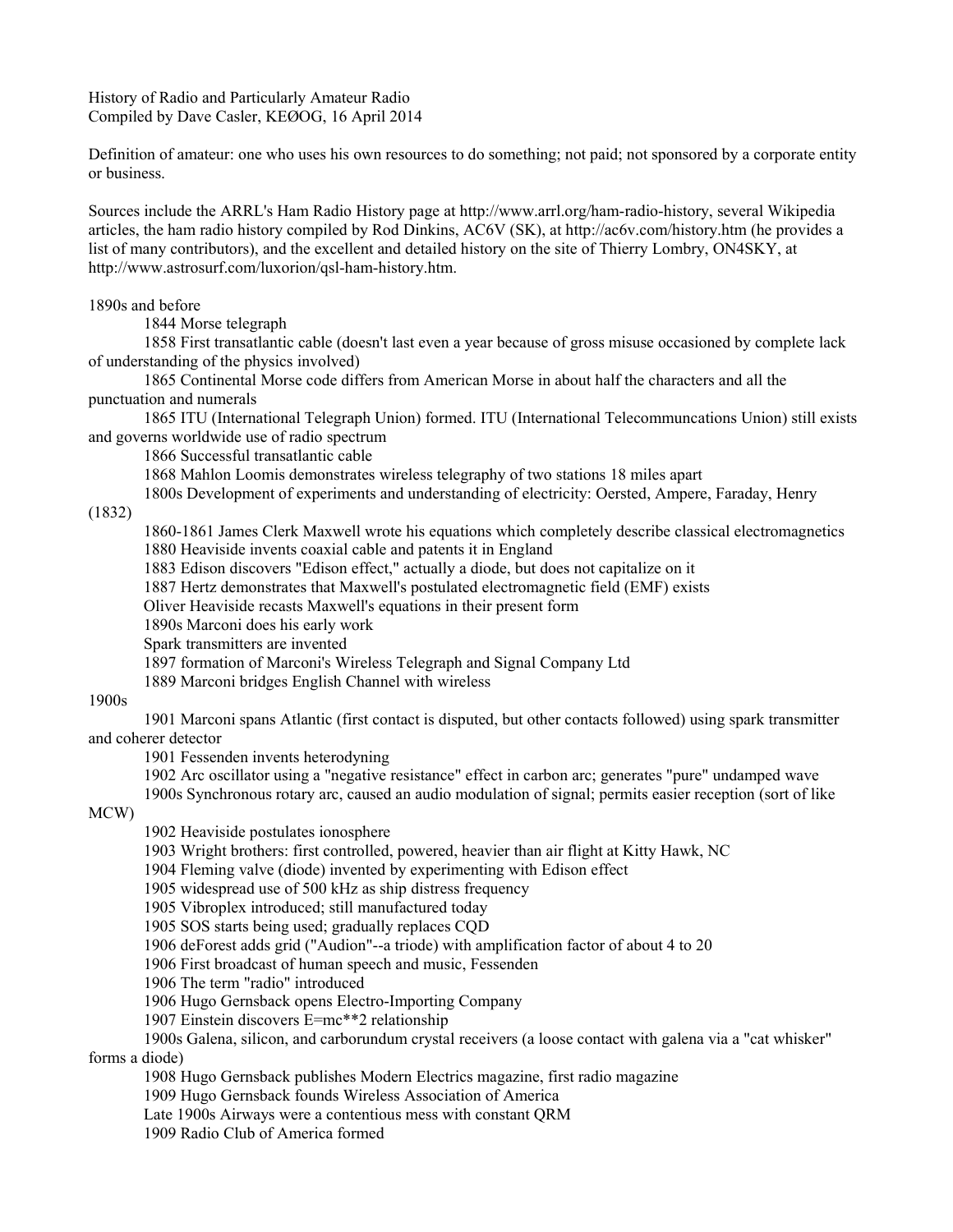History of Radio and Particularly Amateur Radio
Compiled by Dave Casler, KEØOG, 16 April 2014

Definition of amateur: one who uses his own resources to do something; not paid; not sponsored by a corporate entity or business.

Sources include the ARRL's Ham Radio History page at http://www.arrl.org/ham-radio-history, several Wikipedia articles, the ham radio history compiled by Rod Dinkins, AC6V (SK), at http://ac6v.com/history.htm (he provides a list of many contributors), and the excellent and detailed history on the site of Thierry Lombry, ON4SKY, at http://www.astrosurf.com/luxorion/qsl-ham-history.htm.

## 1890s and before

- 1844 Morse telegraph
- 1858 First transatlantic cable (doesn't last even a year because of gross misuse occasioned by complete lack of understanding of the physics involved)
- 1865 Continental Morse code differs from American Morse in about half the characters and all the punctuation and numerals
- 1865 ITU (International Telegraph Union) formed. ITU (International Telecommuncations Union) still exists and governs worldwide use of radio spectrum
- 1866 Successful transatlantic cable
- 1868 Mahlon Loomis demonstrates wireless telegraphy of two stations 18 miles apart
- 1800s Development of experiments and understanding of electricity: Oersted, Ampere, Faraday, Henry (1832)
- 1860-1861 James Clerk Maxwell wrote his equations which completely describe classical electromagnetics
- 1880 Heaviside invents coaxial cable and patents it in England
- 1883 Edison discovers "Edison effect," actually a diode, but does not capitalize on it
- 1887 Hertz demonstrates that Maxwell's postulated electromagnetic field (EMF) exists
- Oliver Heaviside recasts Maxwell's equations in their present form
- 1890s Marconi does his early work
- Spark transmitters are invented
- 1897 formation of Marconi's Wireless Telegraph and Signal Company Ltd
- 1889 Marconi bridges English Channel with wireless

## 1900s

- 1901 Marconi spans Atlantic (first contact is disputed, but other contacts followed) using spark transmitter and coherer detector
- 1901 Fessenden invents heterodyning
- 1902 Arc oscillator using a "negative resistance" effect in carbon arc; generates "pure" undamped wave
- 1900s Synchronous rotary arc, caused an audio modulation of signal; permits easier reception (sort of like MCW)
- 1902 Heaviside postulates ionosphere
- 1903 Wright brothers: first controlled, powered, heavier than air flight at Kitty Hawk, NC
- 1904 Fleming valve (diode) invented by experimenting with Edison effect
- 1905 widespread use of 500 kHz as ship distress frequency
- 1905 Vibroplex introduced; still manufactured today
- 1905 SOS starts being used; gradually replaces CQD
- 1906 deForest adds grid ("Audion"--a triode) with amplification factor of about 4 to 20
- 1906 First broadcast of human speech and music, Fessenden
- 1906 The term "radio" introduced
- 1906 Hugo Gernsback opens Electro-Importing Company
- 1907 Einstein discovers E=mc**2 relationship
- 1900s Galena, silicon, and carborundum crystal receivers (a loose contact with galena via a "cat whisker" forms a diode)
- 1908 Hugo Gernsback publishes Modern Electrics magazine, first radio magazine
- 1909 Hugo Gernsback founds Wireless Association of America
- Late 1900s Airways were a contentious mess with constant QRM
- 1909 Radio Club of America formed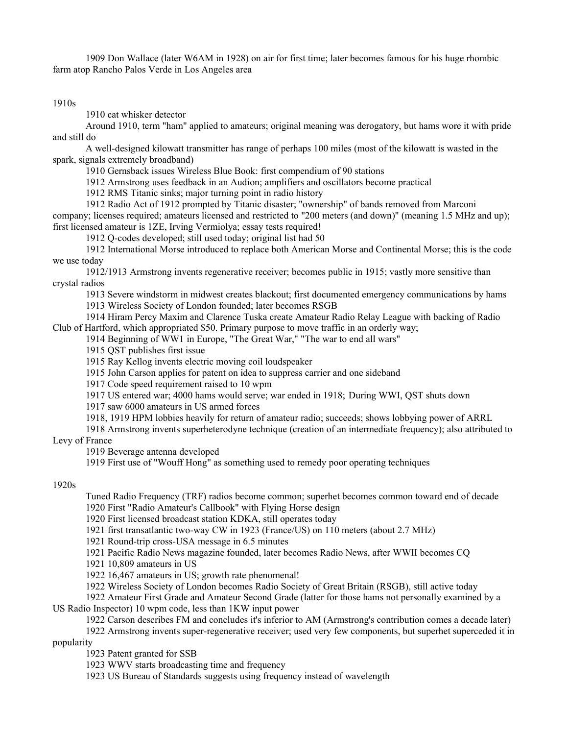1909 Don Wallace (later W6AM in 1928) on air for first time; later becomes famous for his huge rhombic farm atop Rancho Palos Verde in Los Angeles area

## 1910s

1910 cat whisker detector

Around 1910, term "ham" applied to amateurs; original meaning was derogatory, but hams wore it with pride and still do

A well-designed kilowatt transmitter has range of perhaps 100 miles (most of the kilowatt is wasted in the spark, signals extremely broadband)

1910 Gernsback issues Wireless Blue Book: first compendium of 90 stations

1912 Armstrong uses feedback in an Audion; amplifiers and oscillators become practical

1912 RMS Titanic sinks; major turning point in radio history

1912 Radio Act of 1912 prompted by Titanic disaster; "ownership" of bands removed from Marconi company; licenses required; amateurs licensed and restricted to "200 meters (and down)" (meaning 1.5 MHz and up); first licensed amateur is 1ZE, Irving Vermiolya; essay tests required!

1912 Q-codes developed; still used today; original list had 50

1912 International Morse introduced to replace both American Morse and Continental Morse; this is the code we use today

1912/1913 Armstrong invents regenerative receiver; becomes public in 1915; vastly more sensitive than crystal radios

1913 Severe windstorm in midwest creates blackout; first documented emergency communications by hams

1913 Wireless Society of London founded; later becomes RSGB

1914 Hiram Percy Maxim and Clarence Tuska create Amateur Radio Relay League with backing of Radio Club of Hartford, which appropriated $50. Primary purpose to move traffic in an orderly way;

1914 Beginning of WW1 in Europe, "The Great War," "The war to end all wars"

1915 QST publishes first issue

1915 Ray Kellog invents electric moving coil loudspeaker

1915 John Carson applies for patent on idea to suppress carrier and one sideband

1917 Code speed requirement raised to 10 wpm

1917 US entered war; 4000 hams would serve; war ended in 1918; During WWI, QST shuts down

1917 saw 6000 amateurs in US armed forces

1918, 1919 HPM lobbies heavily for return of amateur radio; succeeds; shows lobbying power of ARRL

1918 Armstrong invents superheterodyne technique (creation of an intermediate frequency); also attributed to Levy of France

1919 Beverage antenna developed

1919 First use of "Wouff Hong" as something used to remedy poor operating techniques

## 1920s

Tuned Radio Frequency (TRF) radios become common; superhet becomes common toward end of decade

1920 First "Radio Amateur's Callbook" with Flying Horse design

1920 First licensed broadcast station KDKA, still operates today

1921 first transatlantic two-way CW in 1923 (France/US) on 110 meters (about 2.7 MHz)

1921 Round-trip cross-USA message in 6.5 minutes

1921 Pacific Radio News magazine founded, later becomes Radio News, after WWII becomes CQ

1921 10,809 amateurs in US

1922 16,467 amateurs in US; growth rate phenomenal!

1922 Wireless Society of London becomes Radio Society of Great Britain (RSGB), still active today

1922 Amateur First Grade and Amateur Second Grade (latter for those hams not personally examined by a US Radio Inspector) 10 wpm code, less than 1KW input power

1922 Carson describes FM and concludes it's inferior to AM (Armstrong's contribution comes a decade later)

1922 Armstrong invents super-regenerative receiver; used very few components, but superhet superceded it in popularity

1923 Patent granted for SSB

1923 WWV starts broadcasting time and frequency

1923 US Bureau of Standards suggests using frequency instead of wavelength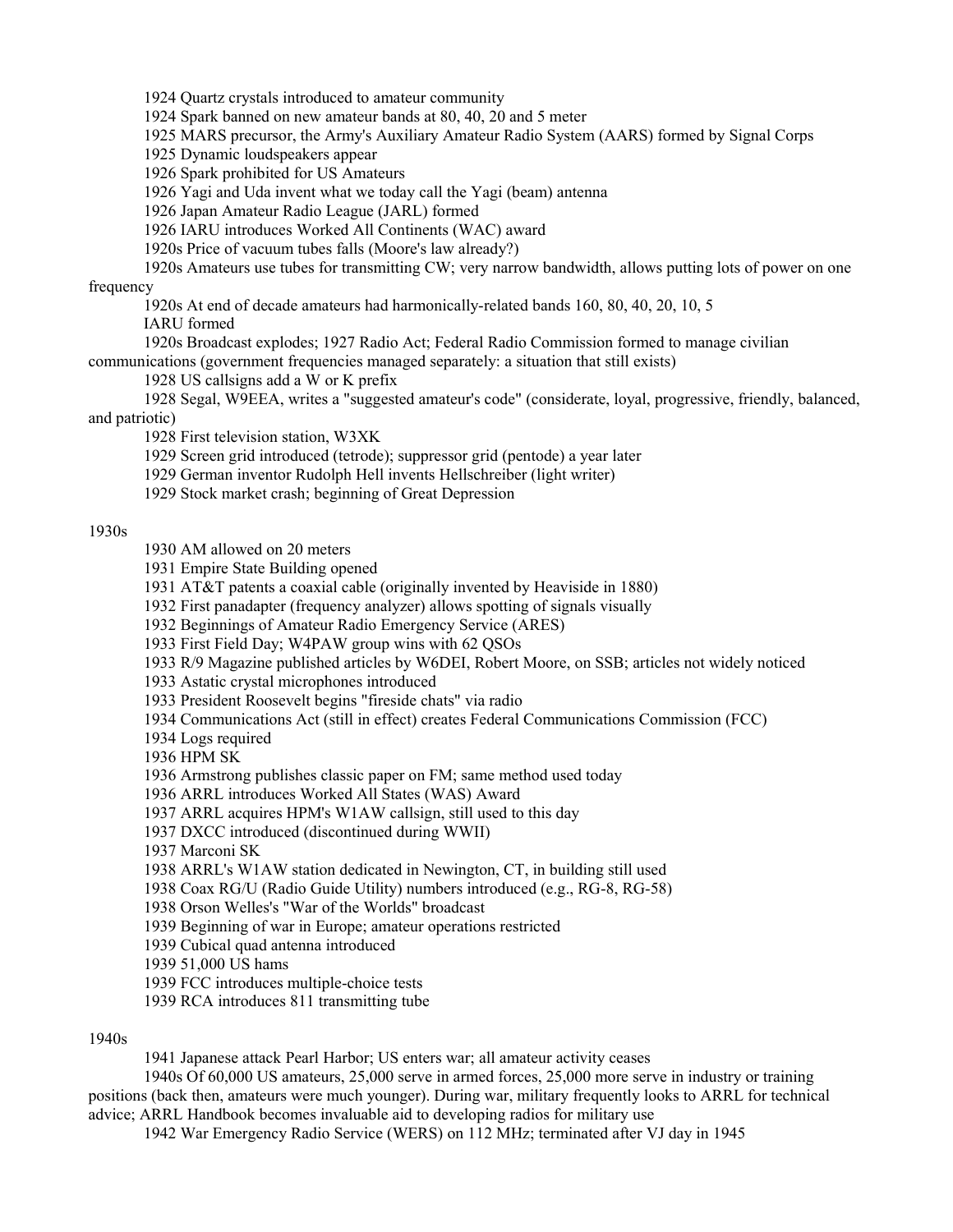1924 Quartz crystals introduced to amateur community

1924 Spark banned on new amateur bands at 80, 40, 20 and 5 meter

1925 MARS precursor, the Army's Auxiliary Amateur Radio System (AARS) formed by Signal Corps

1925 Dynamic loudspeakers appear

1926 Spark prohibited for US Amateurs

1926 Yagi and Uda invent what we today call the Yagi (beam) antenna

1926 Japan Amateur Radio League (JARL) formed

1926 IARU introduces Worked All Continents (WAC) award

1920s Price of vacuum tubes falls (Moore's law already?)

1920s Amateurs use tubes for transmitting CW; very narrow bandwidth, allows putting lots of power on one frequency

1920s At end of decade amateurs had harmonically-related bands 160, 80, 40, 20, 10, 5

IARU formed

1920s Broadcast explodes; 1927 Radio Act; Federal Radio Commission formed to manage civilian communications (government frequencies managed separately: a situation that still exists)

1928 US callsigns add a W or K prefix

1928 Segal, W9EEA, writes a "suggested amateur's code" (considerate, loyal, progressive, friendly, balanced, and patriotic)

1928 First television station, W3XK

1929 Screen grid introduced (tetrode); suppressor grid (pentode) a year later

1929 German inventor Rudolph Hell invents Hellschreiber (light writer)

1929 Stock market crash; beginning of Great Depression

1930s

1930 AM allowed on 20 meters

1931 Empire State Building opened

1931 AT&T patents a coaxial cable (originally invented by Heaviside in 1880)

1932 First panadapter (frequency analyzer) allows spotting of signals visually

1932 Beginnings of Amateur Radio Emergency Service (ARES)

1933 First Field Day; W4PAW group wins with 62 QSOs

1933 R/9 Magazine published articles by W6DEI, Robert Moore, on SSB; articles not widely noticed

1933 Astatic crystal microphones introduced

1933 President Roosevelt begins "fireside chats" via radio

1934 Communications Act (still in effect) creates Federal Communications Commission (FCC)

1934 Logs required

1936 HPM SK

1936 Armstrong publishes classic paper on FM; same method used today

1936 ARRL introduces Worked All States (WAS) Award

1937 ARRL acquires HPM's W1AW callsign, still used to this day

1937 DXCC introduced (discontinued during WWII)

1937 Marconi SK

1938 ARRL's W1AW station dedicated in Newington, CT, in building still used

1938 Coax RG/U (Radio Guide Utility) numbers introduced (e.g., RG-8, RG-58)

1938 Orson Welles's "War of the Worlds" broadcast

1939 Beginning of war in Europe; amateur operations restricted

1939 Cubical quad antenna introduced

1939 51,000 US hams

1939 FCC introduces multiple-choice tests

1939 RCA introduces 811 transmitting tube

1940s

1941 Japanese attack Pearl Harbor; US enters war; all amateur activity ceases

1940s Of 60,000 US amateurs, 25,000 serve in armed forces, 25,000 more serve in industry or training positions (back then, amateurs were much younger). During war, military frequently looks to ARRL for technical advice; ARRL Handbook becomes invaluable aid to developing radios for military use

1942 War Emergency Radio Service (WERS) on 112 MHz; terminated after VJ day in 1945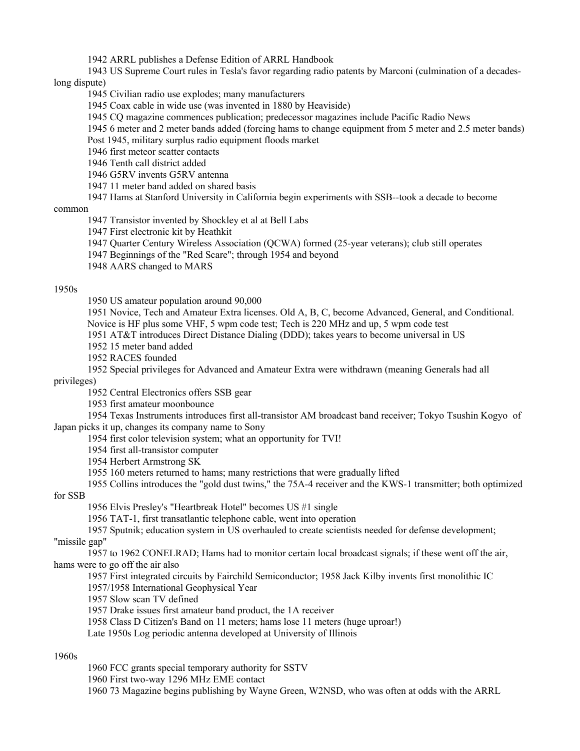1942 ARRL publishes a Defense Edition of ARRL Handbook

1943 US Supreme Court rules in Tesla's favor regarding radio patents by Marconi (culmination of a decades-long dispute)

1945 Civilian radio use explodes; many manufacturers

1945 Coax cable in wide use (was invented in 1880 by Heaviside)

1945 CQ magazine commences publication; predecessor magazines include Pacific Radio News

1945 6 meter and 2 meter bands added (forcing hams to change equipment from 5 meter and 2.5 meter bands)

Post 1945, military surplus radio equipment floods market

1946 first meteor scatter contacts

1946 Tenth call district added

1946 G5RV invents G5RV antenna

1947 11 meter band added on shared basis

1947 Hams at Stanford University in California begin experiments with SSB--took a decade to become common

1947 Transistor invented by Shockley et al at Bell Labs

1947 First electronic kit by Heathkit

1947 Quarter Century Wireless Association (QCWA) formed (25-year veterans); club still operates

1947 Beginnings of the "Red Scare"; through 1954 and beyond

1948 AARS changed to MARS

## 1950s

1950 US amateur population around 90,000

1951 Novice, Tech and Amateur Extra licenses. Old A, B, C, become Advanced, General, and Conditional. Novice is HF plus some VHF, 5 wpm code test; Tech is 220 MHz and up, 5 wpm code test

1951 AT&T introduces Direct Distance Dialing (DDD); takes years to become universal in US

1952 15 meter band added

1952 RACES founded

1952 Special privileges for Advanced and Amateur Extra were withdrawn (meaning Generals had all privileges)

1952 Central Electronics offers SSB gear

1953 first amateur moonbounce

1954 Texas Instruments introduces first all-transistor AM broadcast band receiver; Tokyo Tsushin Kogyo of Japan picks it up, changes its company name to Sony

1954 first color television system; what an opportunity for TVI!

1954 first all-transistor computer

1954 Herbert Armstrong SK

1955 160 meters returned to hams; many restrictions that were gradually lifted

1955 Collins introduces the "gold dust twins," the 75A-4 receiver and the KWS-1 transmitter; both optimized for SSB

1956 Elvis Presley's "Heartbreak Hotel" becomes US #1 single

1956 TAT-1, first transatlantic telephone cable, went into operation

1957 Sputnik; education system in US overhauled to create scientists needed for defense development; "missile gap"

1957 to 1962 CONELRAD; Hams had to monitor certain local broadcast signals; if these went off the air, hams were to go off the air also

1957 First integrated circuits by Fairchild Semiconductor; 1958 Jack Kilby invents first monolithic IC

1957/1958 International Geophysical Year

1957 Slow scan TV defined

1957 Drake issues first amateur band product, the 1A receiver

1958 Class D Citizen's Band on 11 meters; hams lose 11 meters (huge uproar!)

Late 1950s Log periodic antenna developed at University of Illinois

## 1960s

1960 FCC grants special temporary authority for SSTV

1960 First two-way 1296 MHz EME contact

1960 73 Magazine begins publishing by Wayne Green, W2NSD, who was often at odds with the ARRL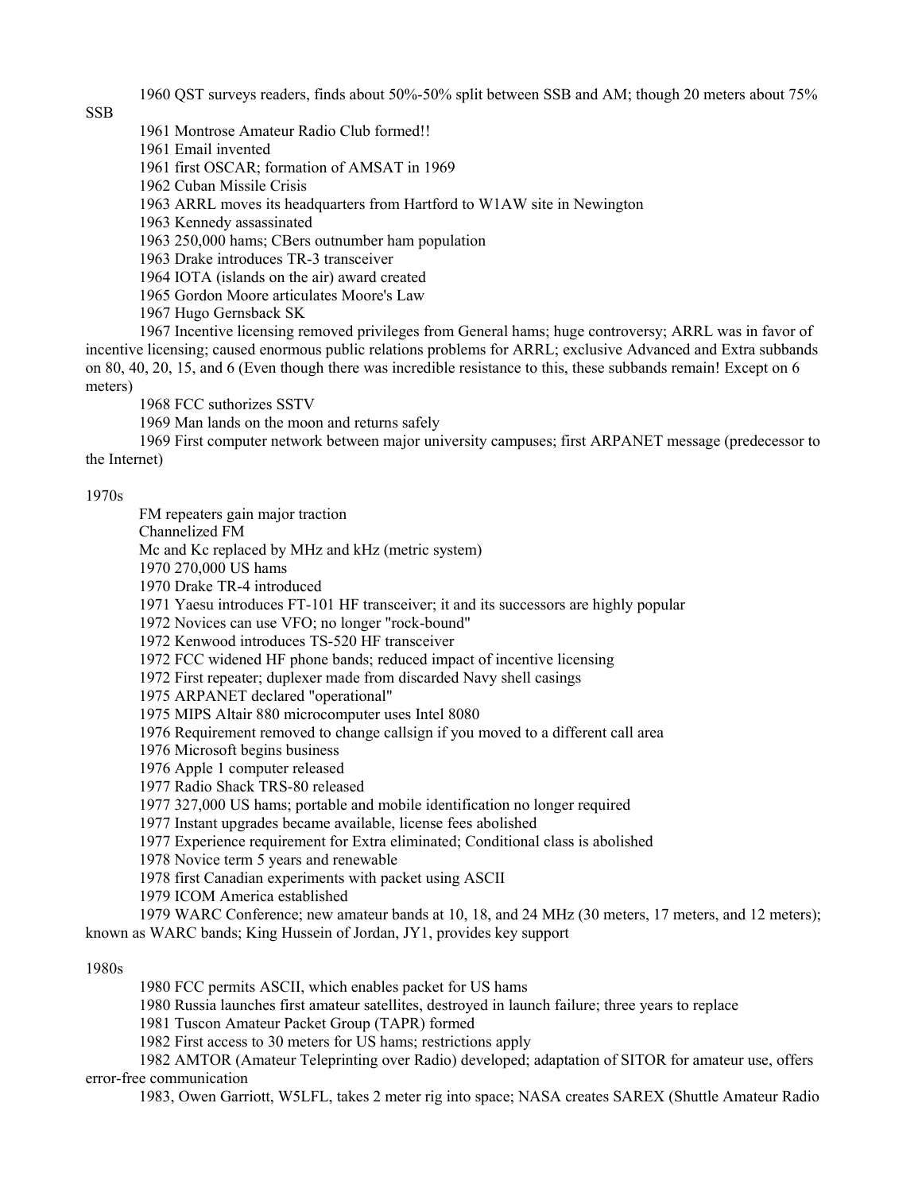1960 QST surveys readers, finds about 50%-50% split between SSB and AM; though 20 meters about 75% SSB

1961 Montrose Amateur Radio Club formed!!

1961 Email invented

1961 first OSCAR; formation of AMSAT in 1969

1962 Cuban Missile Crisis

1963 ARRL moves its headquarters from Hartford to W1AW site in Newington

1963 Kennedy assassinated

1963 250,000 hams; CBers outnumber ham population

1963 Drake introduces TR-3 transceiver

1964 IOTA (islands on the air) award created

1965 Gordon Moore articulates Moore's Law

1967 Hugo Gernsback SK

1967 Incentive licensing removed privileges from General hams; huge controversy; ARRL was in favor of incentive licensing; caused enormous public relations problems for ARRL; exclusive Advanced and Extra subbands on 80, 40, 20, 15, and 6 (Even though there was incredible resistance to this, these subbands remain! Except on 6 meters)

1968 FCC suthorizes SSTV

1969 Man lands on the moon and returns safely

1969 First computer network between major university campuses; first ARPANET message (predecessor to the Internet)

1970s

FM repeaters gain major traction

Channelized FM

Mc and Kc replaced by MHz and kHz (metric system)

1970 270,000 US hams

1970 Drake TR-4 introduced

1971 Yaesu introduces FT-101 HF transceiver; it and its successors are highly popular

1972 Novices can use VFO; no longer "rock-bound"

1972 Kenwood introduces TS-520 HF transceiver

1972 FCC widened HF phone bands; reduced impact of incentive licensing

1972 First repeater; duplexer made from discarded Navy shell casings

1975 ARPANET declared "operational"

1975 MIPS Altair 880 microcomputer uses Intel 8080

1976 Requirement removed to change callsign if you moved to a different call area

1976 Microsoft begins business

1976 Apple 1 computer released

1977 Radio Shack TRS-80 released

1977 327,000 US hams; portable and mobile identification no longer required

1977 Instant upgrades became available, license fees abolished

1977 Experience requirement for Extra eliminated; Conditional class is abolished

1978 Novice term 5 years and renewable

1978 first Canadian experiments with packet using ASCII

1979 ICOM America established

1979 WARC Conference; new amateur bands at 10, 18, and 24 MHz (30 meters, 17 meters, and 12 meters); known as WARC bands; King Hussein of Jordan, JY1, provides key support

1980s

1980 FCC permits ASCII, which enables packet for US hams

1980 Russia launches first amateur satellites, destroyed in launch failure; three years to replace

1981 Tuscon Amateur Packet Group (TAPR) formed

1982 First access to 30 meters for US hams; restrictions apply

1982 AMTOR (Amateur Teleprinting over Radio) developed; adaptation of SITOR for amateur use, offers error-free communication

1983, Owen Garriott, W5LFL, takes 2 meter rig into space; NASA creates SAREX (Shuttle Amateur Radio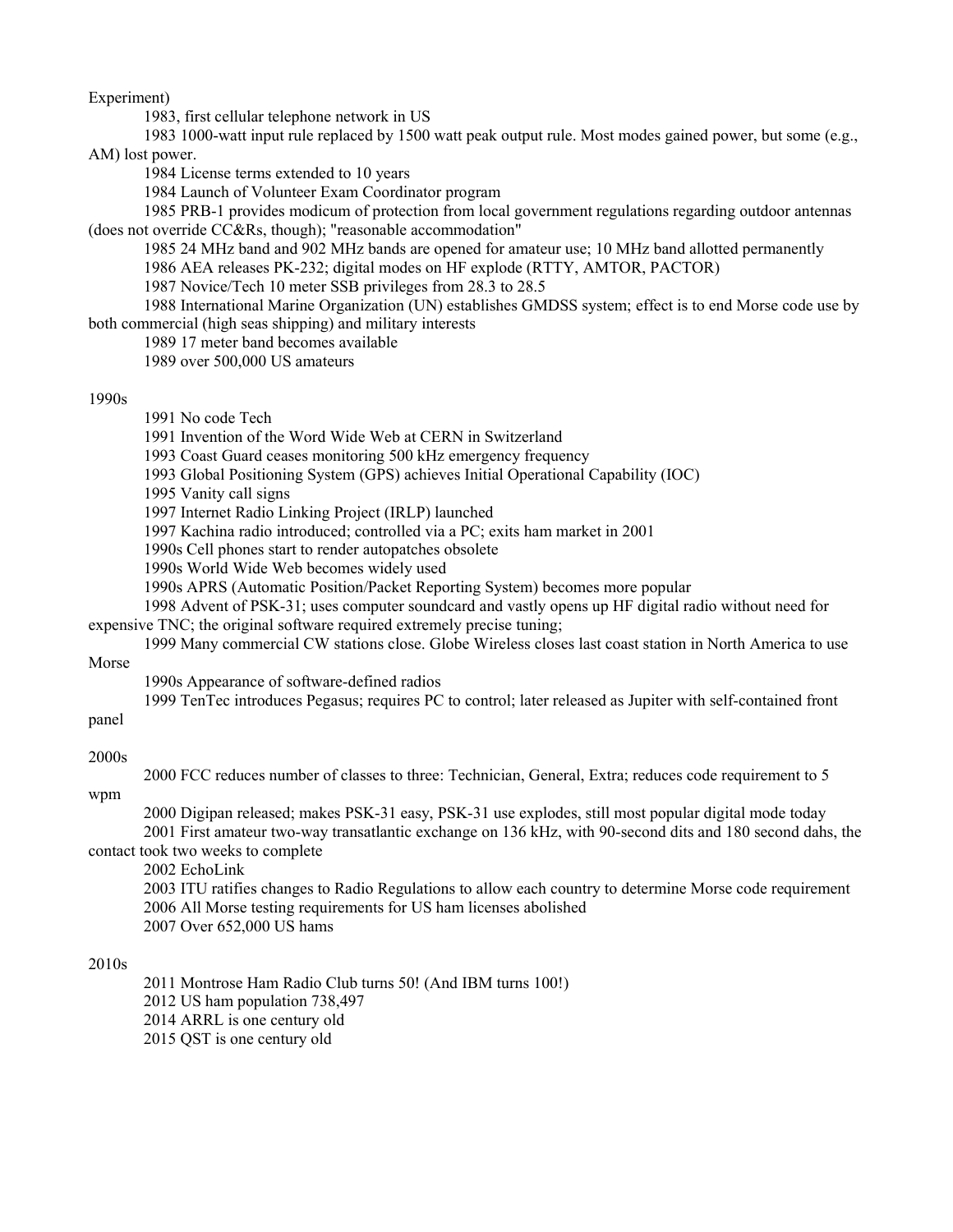Experiment)

1983, first cellular telephone network in US

1983 1000-watt input rule replaced by 1500 watt peak output rule. Most modes gained power, but some (e.g., AM) lost power.

1984 License terms extended to 10 years

1984 Launch of Volunteer Exam Coordinator program

1985 PRB-1 provides modicum of protection from local government regulations regarding outdoor antennas (does not override CC&Rs, though); "reasonable accommodation"

1985 24 MHz band and 902 MHz bands are opened for amateur use; 10 MHz band allotted permanently

1986 AEA releases PK-232; digital modes on HF explode (RTTY, AMTOR, PACTOR)

1987 Novice/Tech 10 meter SSB privileges from 28.3 to 28.5

1988 International Marine Organization (UN) establishes GMDSS system; effect is to end Morse code use by both commercial (high seas shipping) and military interests

1989 17 meter band becomes available

1989 over 500,000 US amateurs

1990s

1991 No code Tech

1991 Invention of the Word Wide Web at CERN in Switzerland

1993 Coast Guard ceases monitoring 500 kHz emergency frequency

1993 Global Positioning System (GPS) achieves Initial Operational Capability (IOC)

1995 Vanity call signs

1997 Internet Radio Linking Project (IRLP) launched

1997 Kachina radio introduced; controlled via a PC; exits ham market in 2001

1990s Cell phones start to render autopatches obsolete

1990s World Wide Web becomes widely used

1990s APRS (Automatic Position/Packet Reporting System) becomes more popular

1998 Advent of PSK-31; uses computer soundcard and vastly opens up HF digital radio without need for expensive TNC; the original software required extremely precise tuning;

1999 Many commercial CW stations close. Globe Wireless closes last coast station in North America to use Morse

1990s Appearance of software-defined radios

1999 TenTec introduces Pegasus; requires PC to control; later released as Jupiter with self-contained front panel

2000s

2000 FCC reduces number of classes to three: Technician, General, Extra; reduces code requirement to 5 wpm

2000 Digipan released; makes PSK-31 easy, PSK-31 use explodes, still most popular digital mode today

2001 First amateur two-way transatlantic exchange on 136 kHz, with 90-second dits and 180 second dahs, the contact took two weeks to complete

2002 EchoLink

2003 ITU ratifies changes to Radio Regulations to allow each country to determine Morse code requirement

2006 All Morse testing requirements for US ham licenses abolished

2007 Over 652,000 US hams

2010s

2011 Montrose Ham Radio Club turns 50! (And IBM turns 100!)

2012 US ham population 738,497

2014 ARRL is one century old

2015 QST is one century old